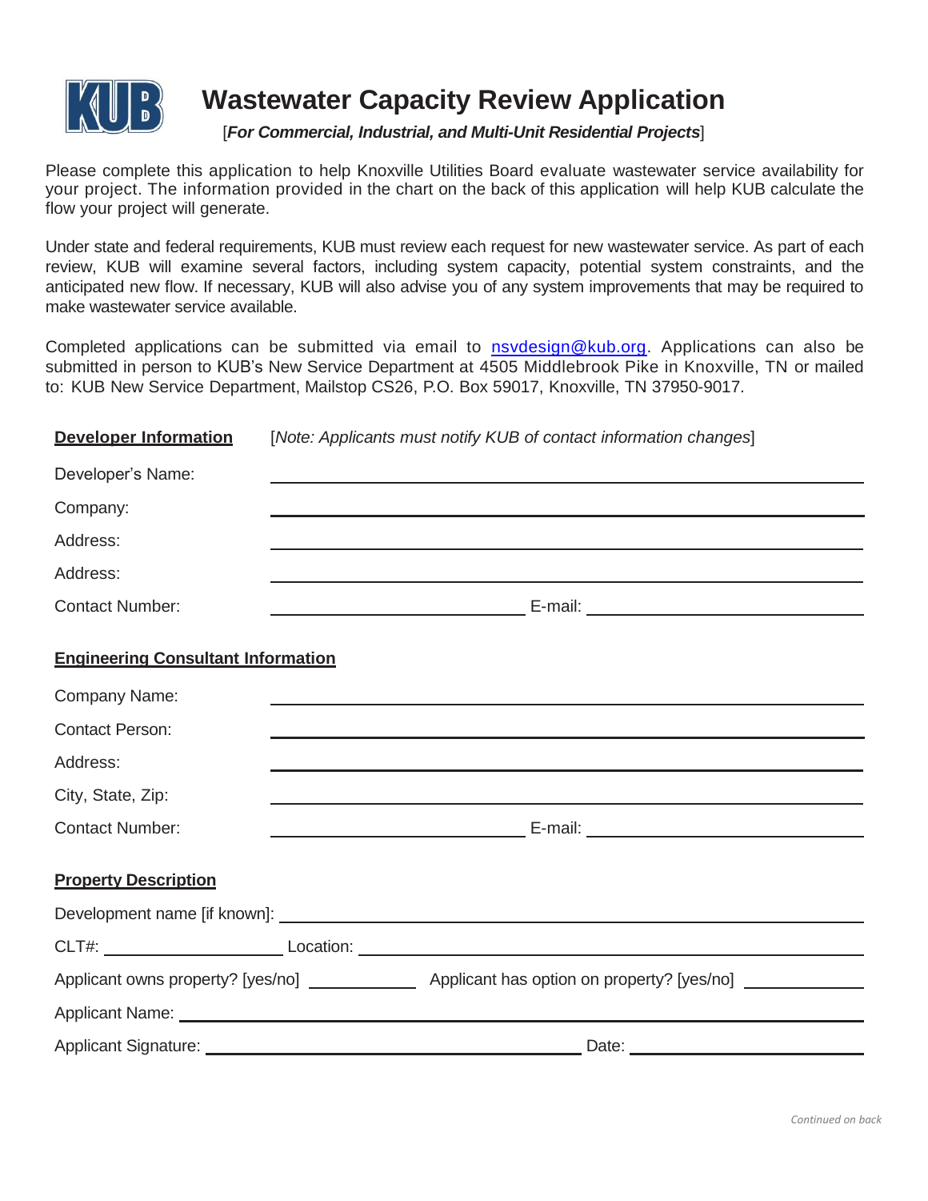# Wastewater Capacity Review Application

[***For Commercial, Industrial, and Multi-Unit Residential Projects***]

Please complete this application to help Knoxville Utilities Board evaluate wastewater service availability for your project. The information provided in the chart on the back of this application will help KUB calculate the flow your project will generate.

Under state and federal requirements, KUB must review each request for new wastewater service. As part of each review, KUB will examine several factors, including system capacity, potential system constraints, and the anticipated new flow. If necessary, KUB will also advise you of any system improvements that may be required to make wastewater service available.

Completed applications can be submitted via email to nsvdesign@kub.org. Applications can also be submitted in person to KUB's New Service Department at 4505 Middlebrook Pike in Knoxville, TN or mailed to: KUB New Service Department, Mailstop CS26, P.O. Box 59017, Knoxville, TN 37950-9017.

**Developer Information** [*Note: Applicants must notify KUB of contact information changes*]

Developer's Name: ______________________________

Company: ______________________________

Address: ______________________________

Address: ______________________________

Contact Number: ______________ E-mail: ______________

**Engineering Consultant Information**

Company Name: ______________________________

Contact Person: ______________________________

Address: ______________________________

City, State, Zip: ______________________________

Contact Number: ______________ E-mail: ______________

**Property Description**

Development name [if known]: ______________________________

CLT#: ______________ Location: ______________________________

Applicant owns property? [yes/no] __________ Applicant has option on property? [yes/no] __________

Applicant Name: ______________________________

Applicant Signature: ______________________________ Date: ______________

*Continued on back*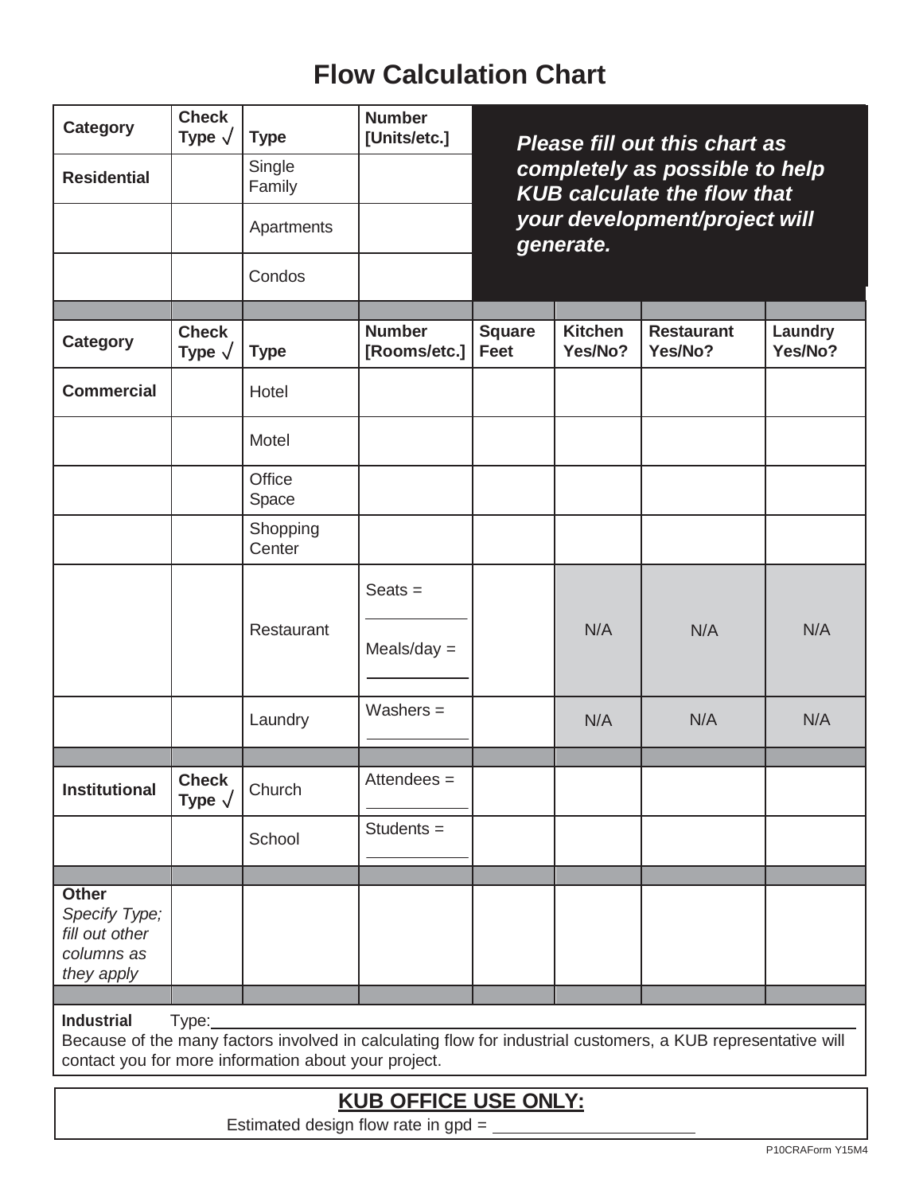# Flow Calculation Chart

| Category | Check Type √ | Type | Number [Units/etc.] |
| --- | --- | --- | --- |
| **Residential** | | Single Family | |
| | | Apartments | |
| | | Condos | |

***Please fill out this chart as completely as possible to help KUB calculate the flow that your development/project will generate.***

| Category | Check Type √ | Type | Number [Rooms/etc.] | Square Feet | Kitchen Yes/No? | Restaurant Yes/No? | Laundry Yes/No? |
| --- | --- | --- | --- | --- | --- | --- | --- |
| **Commercial** | | Hotel | | | | | |
| | | Motel | | | | | |
| | | Office Space | | | | | |
| | | Shopping Center | | | | | |
| | | Restaurant | Seats = ______ Meals/day = ______ | | N/A | N/A | N/A |
| | | Laundry | Washers = ______ | | N/A | N/A | N/A |
| **Institutional** | **Check Type √** | Church | Attendees = ______ | | | | |
| | | School | Students = ______ | | | | |
| **Other** *Specify Type; fill out other columns as they apply* | | | | | | | |

**Industrial** Type: ______________________________

Because of the many factors involved in calculating flow for industrial customers, a KUB representative will contact you for more information about your project.

**KUB OFFICE USE ONLY:**

Estimated design flow rate in gpd = ______________

P10CRAForm Y15M4